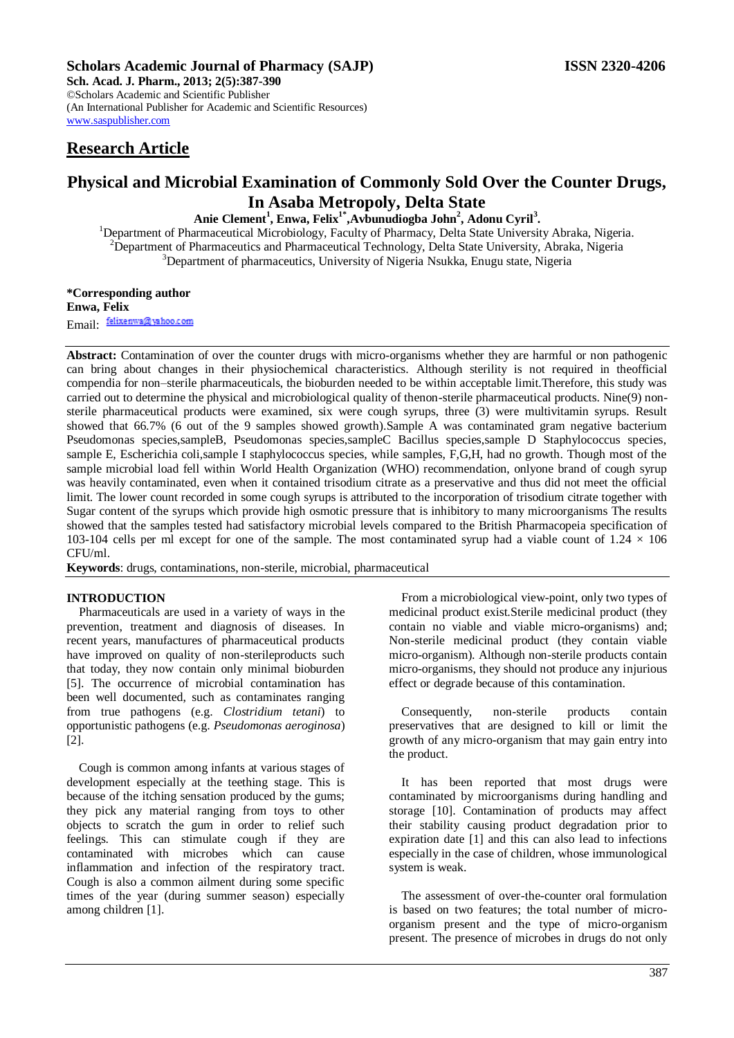# Research Article

## Physical and Microbial Examination of Commonly Sold Over the Counter Drugs, In Asaba Metropoly, Delta State

**Anie Clement[1], Enwa, Felix[1*], Avbunudiogba John[2], Adonu Cyril[3].**

[1]Department of Pharmaceutical Microbiology, Faculty of Pharmacy, Delta State University Abraka, Nigeria.
[2]Department of Pharmaceutics and Pharmaceutical Technology, Delta State University, Abraka, Nigeria
[3]Department of pharmaceutics, University of Nigeria Nsukka, Enugu state, Nigeria

**\*Corresponding author**
**Enwa, Felix**
Email: felixenwa@yahoo.com

**Abstract:** Contamination of over the counter drugs with micro-organisms whether they are harmful or non pathogenic can bring about changes in their physiochemical characteristics. Although sterility is not required in theofficial compendia for non–sterile pharmaceuticals, the bioburden needed to be within acceptable limit.Therefore, this study was carried out to determine the physical and microbiological quality of thenon-sterile pharmaceutical products. Nine(9) non-sterile pharmaceutical products were examined, six were cough syrups, three (3) were multivitamin syrups. Result showed that 66.7% (6 out of the 9 samples showed growth).Sample A was contaminated gram negative bacterium Pseudomonas species,sampleB, Pseudomonas species,sampleC Bacillus species,sample D Staphylococcus species, sample E, Escherichia coli,sample I staphylococcus species, while samples, F,G,H, had no growth. Though most of the sample microbial load fell within World Health Organization (WHO) recommendation, onlyone brand of cough syrup was heavily contaminated, even when it contained trisodium citrate as a preservative and thus did not meet the official limit. The lower count recorded in some cough syrups is attributed to the incorporation of trisodium citrate together with Sugar content of the syrups which provide high osmotic pressure that is inhibitory to many microorganisms The results showed that the samples tested had satisfactory microbial levels compared to the British Pharmacopeia specification of 103-104 cells per ml except for one of the sample. The most contaminated syrup had a viable count of 1.24 × 106 CFU/ml.

**Keywords**: drugs, contaminations, non-sterile, microbial, pharmaceutical

## INTRODUCTION

Pharmaceuticals are used in a variety of ways in the prevention, treatment and diagnosis of diseases. In recent years, manufactures of pharmaceutical products have improved on quality of non-sterileproducts such that today, they now contain only minimal bioburden [5]. The occurrence of microbial contamination has been well documented, such as contaminates ranging from true pathogens (e.g. *Clostridium tetani*) to opportunistic pathogens (e.g. *Pseudomonas aeroginosa*) [2].

Cough is common among infants at various stages of development especially at the teething stage. This is because of the itching sensation produced by the gums; they pick any material ranging from toys to other objects to scratch the gum in order to relief such feelings. This can stimulate cough if they are contaminated with microbes which can cause inflammation and infection of the respiratory tract. Cough is also a common ailment during some specific times of the year (during summer season) especially among children [1].

From a microbiological view-point, only two types of medicinal product exist.Sterile medicinal product (they contain no viable and viable micro-organisms) and; Non-sterile medicinal product (they contain viable micro-organism). Although non-sterile products contain micro-organisms, they should not produce any injurious effect or degrade because of this contamination.

Consequently, non-sterile products contain preservatives that are designed to kill or limit the growth of any micro-organism that may gain entry into the product.

It has been reported that most drugs were contaminated by microorganisms during handling and storage [10]. Contamination of products may affect their stability causing product degradation prior to expiration date [1] and this can also lead to infections especially in the case of children, whose immunological system is weak.

The assessment of over-the-counter oral formulation is based on two features; the total number of micro-organism present and the type of micro-organism present. The presence of microbes in drugs do not only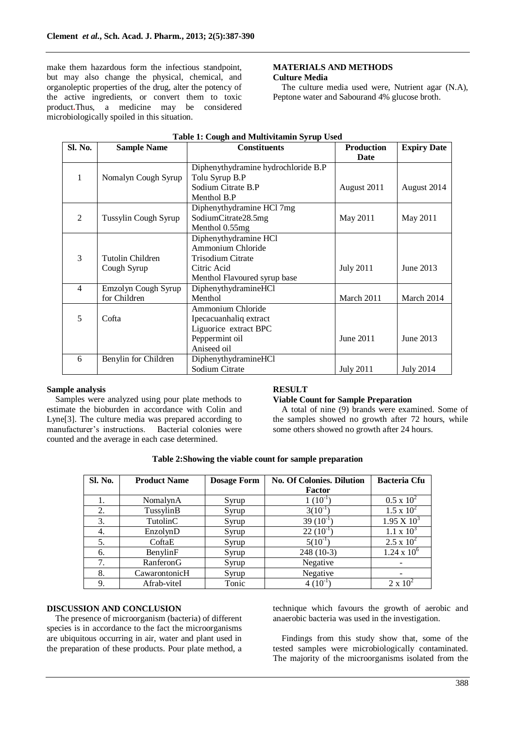make them hazardous form the infectious standpoint, but may also change the physical, chemical, and organoleptic properties of the drug, alter the potency of the active ingredients, or convert them to toxic product.Thus, a medicine may be considered microbiologically spoiled in this situation.

## MATERIALS AND METHODS

### Culture Media

The culture media used were, Nutrient agar (N.A), Peptone water and Sabourand 4% glucose broth.

**Table 1: Cough and Multivitamin Syrup Used**

| Sl. No. | Sample Name | Constituents | Production Date | Expiry Date |
|---|---|---|---|---|
| 1 | Nomalyn Cough Syrup | Diphenythydramine hydrochloride B.P<br>Tolu Syrup B.P<br>Sodium Citrate B.P<br>Menthol B.P | August 2011 | August 2014 |
| 2 | Tussylin Cough Syrup | Diphenythydramine HCl 7mg<br>SodiumCitrate28.5mg<br>Menthol 0.55mg | May 2011 | May 2011 |
| 3 | Tutolin Children Cough Syrup | Diphenythydramine HCl<br>Ammonium Chloride<br>Trisodium Citrate<br>Citric Acid<br>Menthol Flavoured syrup base | July 2011 | June 2013 |
| 4 | Emzolyn Cough Syrup for Children | DiphenythydramineHCl<br>Menthol | March 2011 | March 2014 |
| 5 | Cofta | Ammonium Chloride<br>Ipecacuanhaliq extract<br>Liguorice extract BPC<br>Peppermint oil<br>Aniseed oil | June 2011 | June 2013 |
| 6 | Benylin for Children | DiphenythydramineHCl<br>Sodium Citrate | July 2011 | July 2014 |

### Sample analysis

Samples were analyzed using pour plate methods to estimate the bioburden in accordance with Colin and Lyne[3]. The culture media was prepared according to manufacturer's instructions. Bacterial colonies were counted and the average in each case determined.

## RESULT

### Viable Count for Sample Preparation

A total of nine (9) brands were examined. Some of the samples showed no growth after 72 hours, while some others showed no growth after 24 hours.

**Table 2:Showing the viable count for sample preparation**

| Sl. No. | Product Name | Dosage Form | No. Of Colonies. Dilution Factor | Bacteria Cfu |
|---|---|---|---|---|
| 1. | NomalynA | Syrup | 1 ($10^{-1}$) | $0.5 \times 10^2$ |
| 2. | TussylinB | Syrup | 3($10^{-1}$) | $1.5 \times 10^2$ |
| 3. | TutolinC | Syrup | 39 ($10^{-1}$) | $1.95 \text{ X } 10^3$ |
| 4. | EnzolynD | Syrup | 22 ($10^{-1}$) | $1.1 \times 10^3$ |
| 5. | CoftaE | Syrup | 5($10^{-1}$) | $2.5 \times 10^2$ |
| 6. | BenylinF | Syrup | 248 (10-3) | $1.24 \times 10^6$ |
| 7. | RanferonG | Syrup | Negative | - |
| 8. | CawarontonicH | Syrup | Negative | - |
| 9. | Afrab-viteI | Tonic | 4 ($10^{-1}$) | $2 \times 10^2$ |

## DISCUSSION AND CONCLUSION

The presence of microorganism (bacteria) of different species is in accordance to the fact the microorganisms are ubiquitous occurring in air, water and plant used in the preparation of these products. Pour plate method, a technique which favours the growth of aerobic and anaerobic bacteria was used in the investigation.

Findings from this study show that, some of the tested samples were microbiologically contaminated. The majority of the microorganisms isolated from the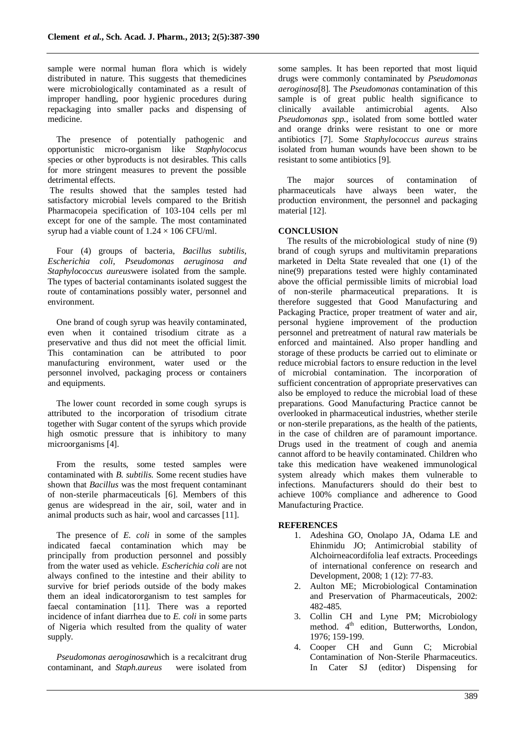sample were normal human flora which is widely distributed in nature. This suggests that themedicines were microbiologically contaminated as a result of improper handling, poor hygienic procedures during repackaging into smaller packs and dispensing of medicine.

The presence of potentially pathogenic and opportunistic micro-organism like *Staphylococus* species or other byproducts is not desirables. This calls for more stringent measures to prevent the possible detrimental effects.

The results showed that the samples tested had satisfactory microbial levels compared to the British Pharmacopeia specification of 103-104 cells per ml except for one of the sample. The most contaminated syrup had a viable count of $1.24 \times 106$ CFU/ml.

Four (4) groups of bacteria, *Bacillus subtilis, Escherichia coli, Pseudomonas aeruginosa and Staphylococcus aureus*were isolated from the sample. The types of bacterial contaminants isolated suggest the route of contaminations possibly water, personnel and environment.

One brand of cough syrup was heavily contaminated, even when it contained trisodium citrate as a preservative and thus did not meet the official limit. This contamination can be attributed to poor manufacturing environment, water used or the personnel involved, packaging process or containers and equipments.

The lower count recorded in some cough syrups is attributed to the incorporation of trisodium citrate together with Sugar content of the syrups which provide high osmotic pressure that is inhibitory to many microorganisms [4].

From the results, some tested samples were contaminated with *B. subtilis.* Some recent studies have shown that *Bacillus* was the most frequent contaminant of non-sterile pharmaceuticals [6]. Members of this genus are widespread in the air, soil, water and in animal products such as hair, wool and carcasses [11].

The presence of *E. coli* in some of the samples indicated faecal contamination which may be principally from production personnel and possibly from the water used as vehicle. *Escherichia coli* are not always confined to the intestine and their ability to survive for brief periods outside of the body makes them an ideal indicatororganism to test samples for faecal contamination [11]. There was a reported incidence of infant diarrhea due to *E. coli* in some parts of Nigeria which resulted from the quality of water supply.

*Pseudomonas aeroginosa*which is a recalcitrant drug contaminant, and *Staph.aureus* were isolated from some samples. It has been reported that most liquid drugs were commonly contaminated by *Pseudomonas aeroginosa*[8]. The *Pseudomonas* contamination of this sample is of great public health significance to clinically available antimicrobial agents. Also *Pseudomonas spp.,* isolated from some bottled water and orange drinks were resistant to one or more antibiotics [7]. Some *Staphylococcus aureus* strains isolated from human wounds have been shown to be resistant to some antibiotics [9].

The major sources of contamination of pharmaceuticals have always been water, the production environment, the personnel and packaging material [12].

## CONCLUSION

The results of the microbiological study of nine (9) brand of cough syrups and multivitamin preparations marketed in Delta State revealed that one (1) of the nine(9) preparations tested were highly contaminated above the official permissible limits of microbial load of non-sterile pharmaceutical preparations. It is therefore suggested that Good Manufacturing and Packaging Practice, proper treatment of water and air, personal hygiene improvement of the production personnel and pretreatment of natural raw materials be enforced and maintained. Also proper handling and storage of these products be carried out to eliminate or reduce microbial factors to ensure reduction in the level of microbial contamination. The incorporation of sufficient concentration of appropriate preservatives can also be employed to reduce the microbial load of these preparations. Good Manufacturing Practice cannot be overlooked in pharmaceutical industries, whether sterile or non-sterile preparations, as the health of the patients, in the case of children are of paramount importance. Drugs used in the treatment of cough and anemia cannot afford to be heavily contaminated. Children who take this medication have weakened immunological system already which makes them vulnerable to infections. Manufacturers should do their best to achieve 100% compliance and adherence to Good Manufacturing Practice.

## REFERENCES

1. Adeshina GO, Onolapo JA, Odama LE and Ehinmidu JO; Antimicrobial stability of Alchoirneacordifolia leaf extracts. Proceedings of international conference on research and Development, 2008; 1 (12): 77-83.
2. Aulton ME; Microbiological Contamination and Preservation of Pharmaceuticals, 2002: 482-485.
3. Collin CH and Lyne PM; Microbiology method. 4th edition, Butterworths, London, 1976; 159-199.
4. Cooper CH and Gunn C; Microbial Contamination of Non-Sterile Pharmaceutics. In Cater SJ (editor) Dispensing for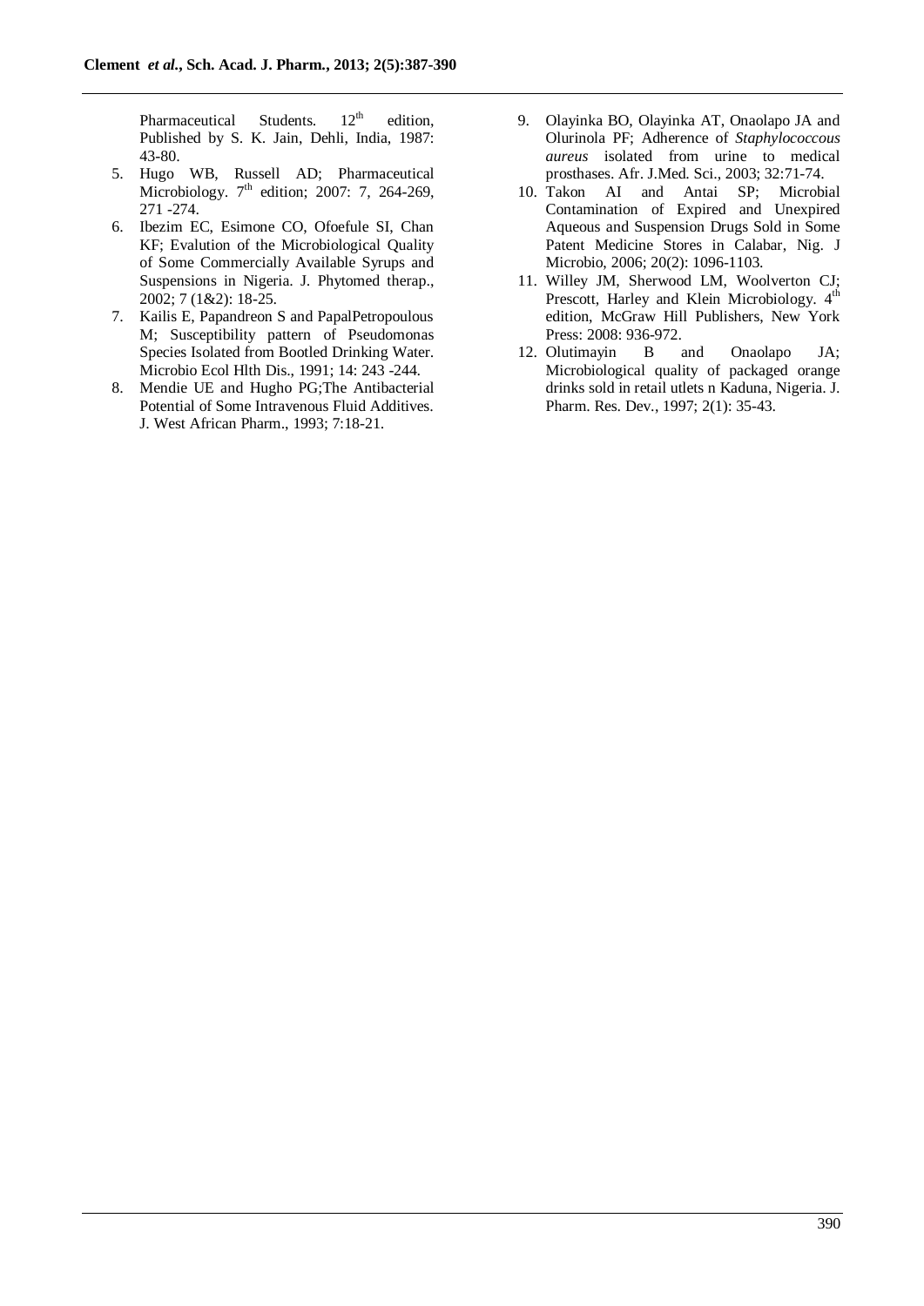Pharmaceutical Students. 12th edition, Published by S. K. Jain, Dehli, India, 1987: 43-80.

5. Hugo WB, Russell AD; Pharmaceutical Microbiology. 7th edition; 2007: 7, 264-269, 271 -274.
6. Ibezim EC, Esimone CO, Ofoefule SI, Chan KF; Evalution of the Microbiological Quality of Some Commercially Available Syrups and Suspensions in Nigeria. J. Phytomed therap., 2002; 7 (1&2): 18-25.
7. Kailis E, Papandreon S and PapalPetropoulous M; Susceptibility pattern of Pseudomonas Species Isolated from Bootled Drinking Water. Microbio Ecol Hlth Dis., 1991; 14: 243 -244.
8. Mendie UE and Hugho PG;The Antibacterial Potential of Some Intravenous Fluid Additives. J. West African Pharm., 1993; 7:18-21.
9. Olayinka BO, Olayinka AT, Onaolapo JA and Olurinola PF; Adherence of *Staphylococcous aureus* isolated from urine to medical prosthases. Afr. J.Med. Sci., 2003; 32:71-74.
10. Takon AI and Antai SP; Microbial Contamination of Expired and Unexpired Aqueous and Suspension Drugs Sold in Some Patent Medicine Stores in Calabar, Nig. J Microbio, 2006; 20(2): 1096-1103.
11. Willey JM, Sherwood LM, Woolverton CJ; Prescott, Harley and Klein Microbiology. 4th edition, McGraw Hill Publishers, New York Press: 2008: 936-972.
12. Olutimayin B and Onaolapo JA; Microbiological quality of packaged orange drinks sold in retail utlets n Kaduna, Nigeria. J. Pharm. Res. Dev., 1997; 2(1): 35-43.